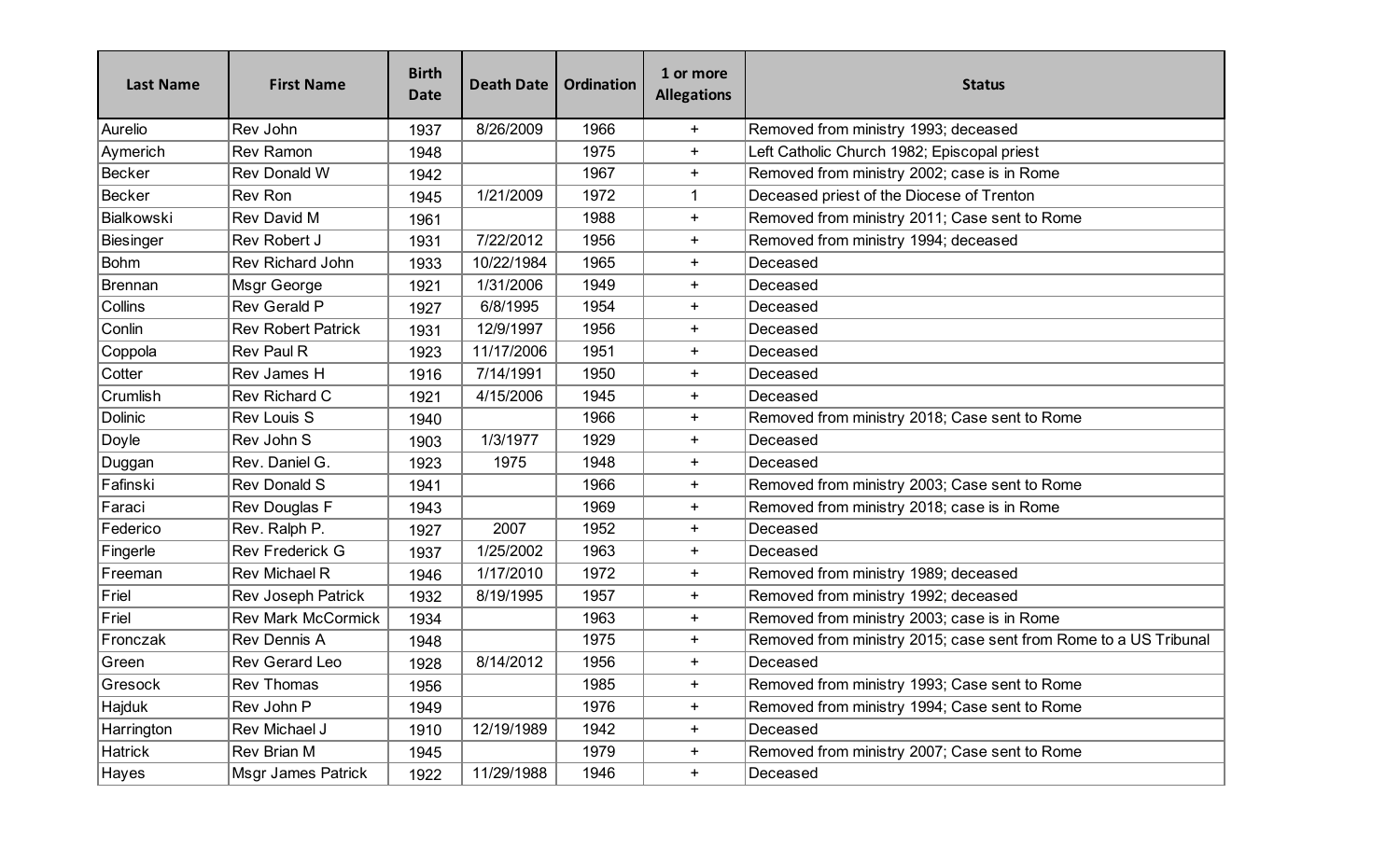| Last Name | First Name | Birth Date | Death Date | Ordination | 1 or more Allegations | Status |
|---|---|---|---|---|---|---|
| Aurelio | Rev John | 1937 | 8/26/2009 | 1966 | + | Removed from ministry 1993; deceased |
| Aymerich | Rev Ramon | 1948 | | 1975 | + | Left Catholic Church 1982; Episcopal priest |
| Becker | Rev Donald W | 1942 | | 1967 | + | Removed from ministry 2002; case is in Rome |
| Becker | Rev Ron | 1945 | 1/21/2009 | 1972 | 1 | Deceased priest of the Diocese of Trenton |
| Bialkowski | Rev David M | 1961 | | 1988 | + | Removed from ministry 2011; Case sent to Rome |
| Biesinger | Rev Robert J | 1931 | 7/22/2012 | 1956 | + | Removed from ministry 1994; deceased |
| Bohm | Rev Richard John | 1933 | 10/22/1984 | 1965 | + | Deceased |
| Brennan | Msgr George | 1921 | 1/31/2006 | 1949 | + | Deceased |
| Collins | Rev Gerald P | 1927 | 6/8/1995 | 1954 | + | Deceased |
| Conlin | Rev Robert Patrick | 1931 | 12/9/1997 | 1956 | + | Deceased |
| Coppola | Rev Paul R | 1923 | 11/17/2006 | 1951 | + | Deceased |
| Cotter | Rev James H | 1916 | 7/14/1991 | 1950 | + | Deceased |
| Crumlish | Rev Richard C | 1921 | 4/15/2006 | 1945 | + | Deceased |
| Dolinic | Rev Louis S | 1940 | | 1966 | + | Removed from ministry 2018; Case sent to Rome |
| Doyle | Rev John S | 1903 | 1/3/1977 | 1929 | + | Deceased |
| Duggan | Rev. Daniel G. | 1923 | 1975 | 1948 | + | Deceased |
| Fafinski | Rev Donald S | 1941 | | 1966 | + | Removed from ministry 2003; Case sent to Rome |
| Faraci | Rev Douglas F | 1943 | | 1969 | + | Removed from ministry 2018; case is in Rome |
| Federico | Rev. Ralph P. | 1927 | 2007 | 1952 | + | Deceased |
| Fingerle | Rev Frederick G | 1937 | 1/25/2002 | 1963 | + | Deceased |
| Freeman | Rev Michael R | 1946 | 1/17/2010 | 1972 | + | Removed from ministry 1989; deceased |
| Friel | Rev Joseph Patrick | 1932 | 8/19/1995 | 1957 | + | Removed from ministry 1992; deceased |
| Friel | Rev Mark McCormick | 1934 | | 1963 | + | Removed from ministry 2003; case is in Rome |
| Fronczak | Rev Dennis A | 1948 | | 1975 | + | Removed from ministry 2015; case sent from Rome to a US Tribunal |
| Green | Rev Gerard Leo | 1928 | 8/14/2012 | 1956 | + | Deceased |
| Gresock | Rev Thomas | 1956 | | 1985 | + | Removed from ministry 1993; Case sent to Rome |
| Hajduk | Rev John P | 1949 | | 1976 | + | Removed from ministry 1994; Case sent to Rome |
| Harrington | Rev Michael J | 1910 | 12/19/1989 | 1942 | + | Deceased |
| Hatrick | Rev Brian M | 1945 | | 1979 | + | Removed from ministry 2007; Case sent to Rome |
| Hayes | Msgr James Patrick | 1922 | 11/29/1988 | 1946 | + | Deceased |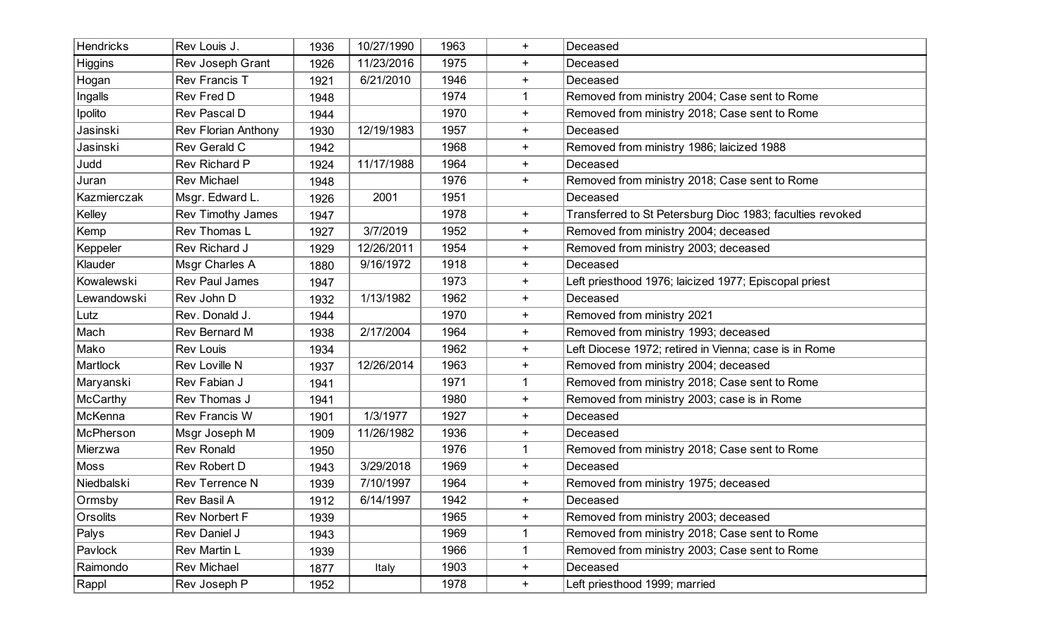| | | | | | | |
|---|---|---|---|---|---|---|
| Hendricks | Rev Louis J. | 1936 | 10/27/1990 | 1963 | + | Deceased |
| Higgins | Rev Joseph Grant | 1926 | 11/23/2016 | 1975 | + | Deceased |
| Hogan | Rev Francis T | 1921 | 6/21/2010 | 1946 | + | Deceased |
| Ingalls | Rev Fred D | 1948 | | 1974 | 1 | Removed from ministry 2004; Case sent to Rome |
| Ipolito | Rev Pascal D | 1944 | | 1970 | + | Removed from ministry 2018; Case sent to Rome |
| Jasinski | Rev Florian Anthony | 1930 | 12/19/1983 | 1957 | + | Deceased |
| Jasinski | Rev Gerald C | 1942 | | 1968 | + | Removed from ministry 1986; laicized 1988 |
| Judd | Rev Richard P | 1924 | 11/17/1988 | 1964 | + | Deceased |
| Juran | Rev Michael | 1948 | | 1976 | + | Removed from ministry 2018; Case sent to Rome |
| Kazmierczak | Msgr. Edward L. | 1926 | 2001 | 1951 | | Deceased |
| Kelley | Rev Timothy James | 1947 | | 1978 | + | Transferred to St Petersburg Dioc 1983; faculties revoked |
| Kemp | Rev Thomas L | 1927 | 3/7/2019 | 1952 | + | Removed from ministry 2004; deceased |
| Keppeler | Rev Richard J | 1929 | 12/26/2011 | 1954 | + | Removed from ministry 2003; deceased |
| Klauder | Msgr Charles A | 1880 | 9/16/1972 | 1918 | + | Deceased |
| Kowalewski | Rev Paul James | 1947 | | 1973 | + | Left priesthood 1976; laicized 1977; Episcopal priest |
| Lewandowski | Rev John D | 1932 | 1/13/1982 | 1962 | + | Deceased |
| Lutz | Rev. Donald J. | 1944 | | 1970 | + | Removed from ministry 2021 |
| Mach | Rev Bernard M | 1938 | 2/17/2004 | 1964 | + | Removed from ministry 1993; deceased |
| Mako | Rev Louis | 1934 | | 1962 | + | Left Diocese 1972; retired in Vienna; case is in Rome |
| Martlock | Rev Loville N | 1937 | 12/26/2014 | 1963 | + | Removed from ministry 2004; deceased |
| Maryanski | Rev Fabian J | 1941 | | 1971 | 1 | Removed from ministry 2018; Case sent to Rome |
| McCarthy | Rev Thomas J | 1941 | | 1980 | + | Removed from ministry 2003; case is in Rome |
| McKenna | Rev Francis W | 1901 | 1/3/1977 | 1927 | + | Deceased |
| McPherson | Msgr Joseph M | 1909 | 11/26/1982 | 1936 | + | Deceased |
| Mierzwa | Rev Ronald | 1950 | | 1976 | 1 | Removed from ministry 2018; Case sent to Rome |
| Moss | Rev Robert D | 1943 | 3/29/2018 | 1969 | + | Deceased |
| Niedbalski | Rev Terrence N | 1939 | 7/10/1997 | 1964 | + | Removed from ministry 1975; deceased |
| Ormsby | Rev Basil A | 1912 | 6/14/1997 | 1942 | + | Deceased |
| Orsolits | Rev Norbert F | 1939 | | 1965 | + | Removed from ministry 2003; deceased |
| Palys | Rev Daniel J | 1943 | | 1969 | 1 | Removed from ministry 2018; Case sent to Rome |
| Pavlock | Rev Martin L | 1939 | | 1966 | 1 | Removed from ministry 2003; Case sent to Rome |
| Raimondo | Rev Michael | 1877 | Italy | 1903 | + | Deceased |
| Rappl | Rev Joseph P | 1952 | | 1978 | + | Left priesthood 1999; married |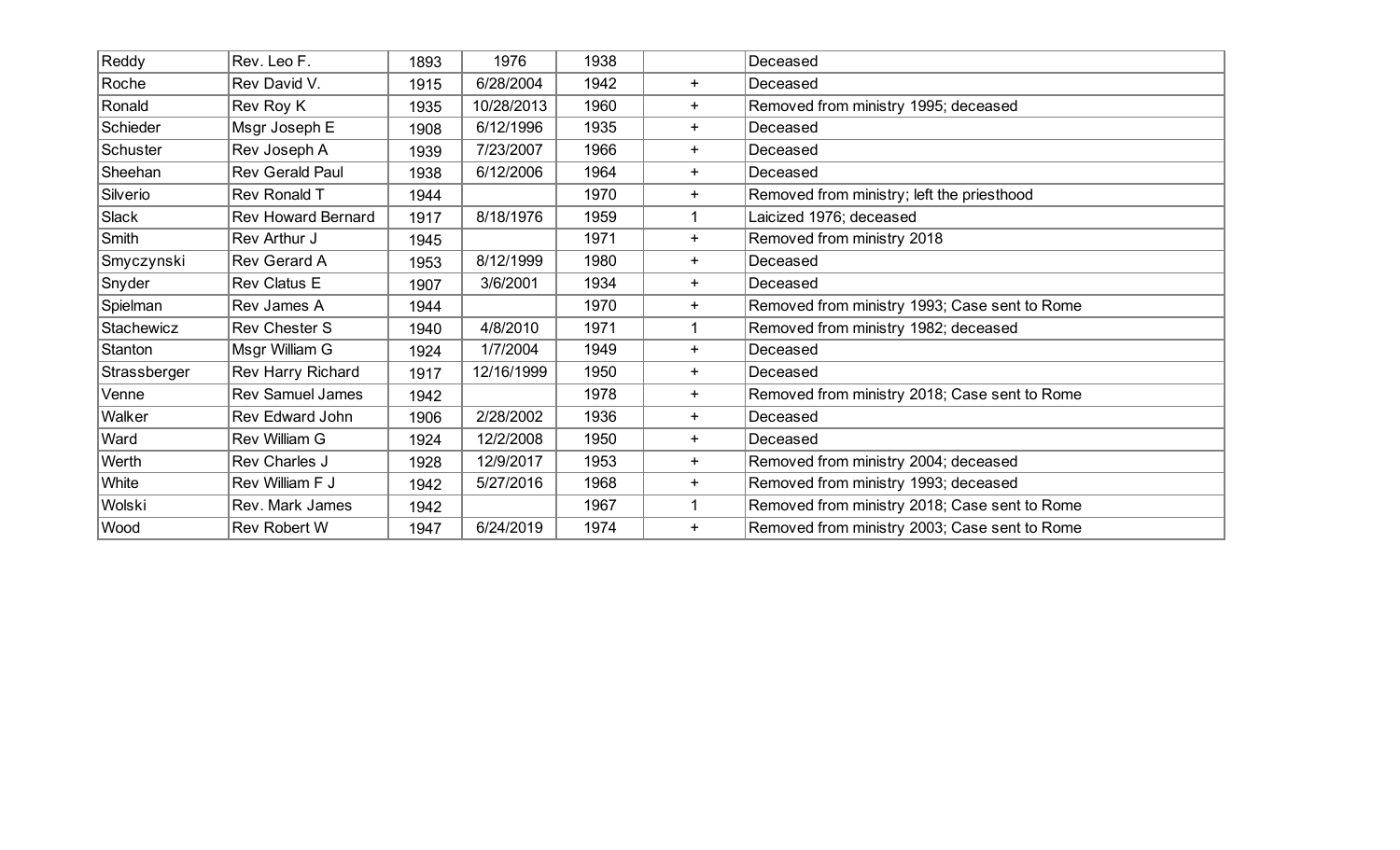| | | | | | | |
|---|---|---|---|---|---|---|
| Reddy | Rev. Leo F. | 1893 | 1976 | 1938 | | Deceased |
| Roche | Rev David V. | 1915 | 6/28/2004 | 1942 | + | Deceased |
| Ronald | Rev Roy K | 1935 | 10/28/2013 | 1960 | + | Removed from ministry 1995; deceased |
| Schieder | Msgr Joseph E | 1908 | 6/12/1996 | 1935 | + | Deceased |
| Schuster | Rev Joseph A | 1939 | 7/23/2007 | 1966 | + | Deceased |
| Sheehan | Rev Gerald Paul | 1938 | 6/12/2006 | 1964 | + | Deceased |
| Silverio | Rev Ronald T | 1944 | | 1970 | + | Removed from ministry; left the priesthood |
| Slack | Rev Howard Bernard | 1917 | 8/18/1976 | 1959 | 1 | Laicized 1976; deceased |
| Smith | Rev Arthur J | 1945 | | 1971 | + | Removed from ministry 2018 |
| Smyczynski | Rev Gerard A | 1953 | 8/12/1999 | 1980 | + | Deceased |
| Snyder | Rev Clatus E | 1907 | 3/6/2001 | 1934 | + | Deceased |
| Spielman | Rev James A | 1944 | | 1970 | + | Removed from ministry 1993; Case sent to Rome |
| Stachewicz | Rev Chester S | 1940 | 4/8/2010 | 1971 | 1 | Removed from ministry 1982; deceased |
| Stanton | Msgr William G | 1924 | 1/7/2004 | 1949 | + | Deceased |
| Strassberger | Rev Harry Richard | 1917 | 12/16/1999 | 1950 | + | Deceased |
| Venne | Rev Samuel James | 1942 | | 1978 | + | Removed from ministry 2018; Case sent to Rome |
| Walker | Rev Edward John | 1906 | 2/28/2002 | 1936 | + | Deceased |
| Ward | Rev William G | 1924 | 12/2/2008 | 1950 | + | Deceased |
| Werth | Rev Charles J | 1928 | 12/9/2017 | 1953 | + | Removed from ministry 2004; deceased |
| White | Rev William F J | 1942 | 5/27/2016 | 1968 | + | Removed from ministry 1993; deceased |
| Wolski | Rev. Mark James | 1942 | | 1967 | 1 | Removed from ministry 2018; Case sent to Rome |
| Wood | Rev Robert W | 1947 | 6/24/2019 | 1974 | + | Removed from ministry 2003; Case sent to Rome |